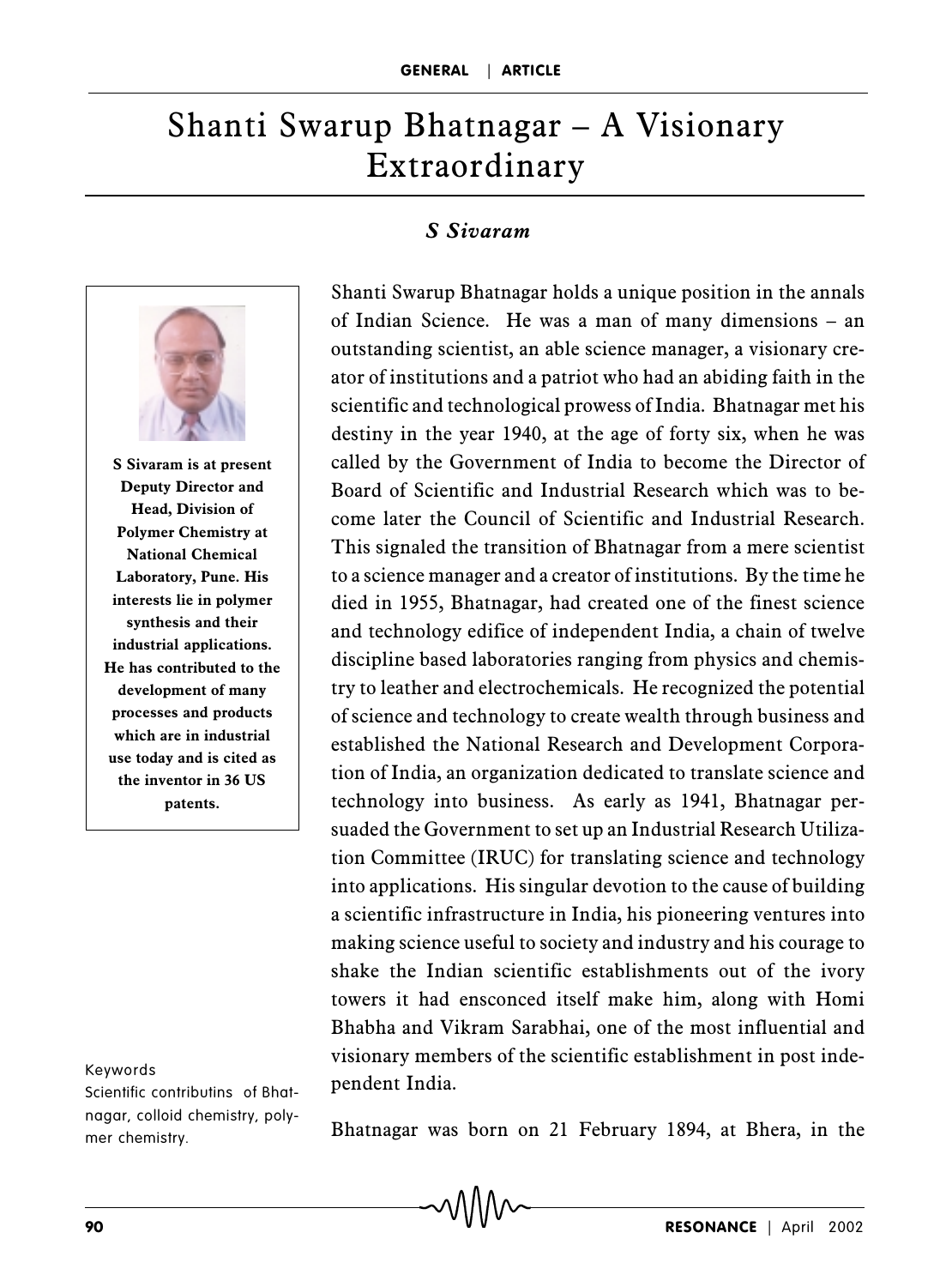# Shanti Swarup Bhatnagar – A Visionary Extraordinary

***S Sivaram***

**S Sivaram is at present Deputy Director and Head, Division of Polymer Chemistry at National Chemical Laboratory, Pune. His interests lie in polymer synthesis and their industrial applications. He has contributed to the development of many processes and products which are in industrial use today and is cited as the inventor in 36 US patents.**

Shanti Swarup Bhatnagar holds a unique position in the annals of Indian Science. He was a man of many dimensions – an outstanding scientist, an able science manager, a visionary creator of institutions and a patriot who had an abiding faith in the scientific and technological prowess of India. Bhatnagar met his destiny in the year 1940, at the age of forty six, when he was called by the Government of India to become the Director of Board of Scientific and Industrial Research which was to become later the Council of Scientific and Industrial Research. This signaled the transition of Bhatnagar from a mere scientist to a science manager and a creator of institutions. By the time he died in 1955, Bhatnagar, had created one of the finest science and technology edifice of independent India, a chain of twelve discipline based laboratories ranging from physics and chemistry to leather and electrochemicals. He recognized the potential of science and technology to create wealth through business and established the National Research and Development Corporation of India, an organization dedicated to translate science and technology into business. As early as 1941, Bhatnagar persuaded the Government to set up an Industrial Research Utilization Committee (IRUC) for translating science and technology into applications. His singular devotion to the cause of building a scientific infrastructure in India, his pioneering ventures into making science useful to society and industry and his courage to shake the Indian scientific establishments out of the ivory towers it had ensconced itself make him, along with Homi Bhabha and Vikram Sarabhai, one of the most influential and visionary members of the scientific establishment in post independent India.

Keywords
Scientific contributins of Bhatnagar, colloid chemistry, polymer chemistry.

Bhatnagar was born on 21 February 1894, at Bhera, in the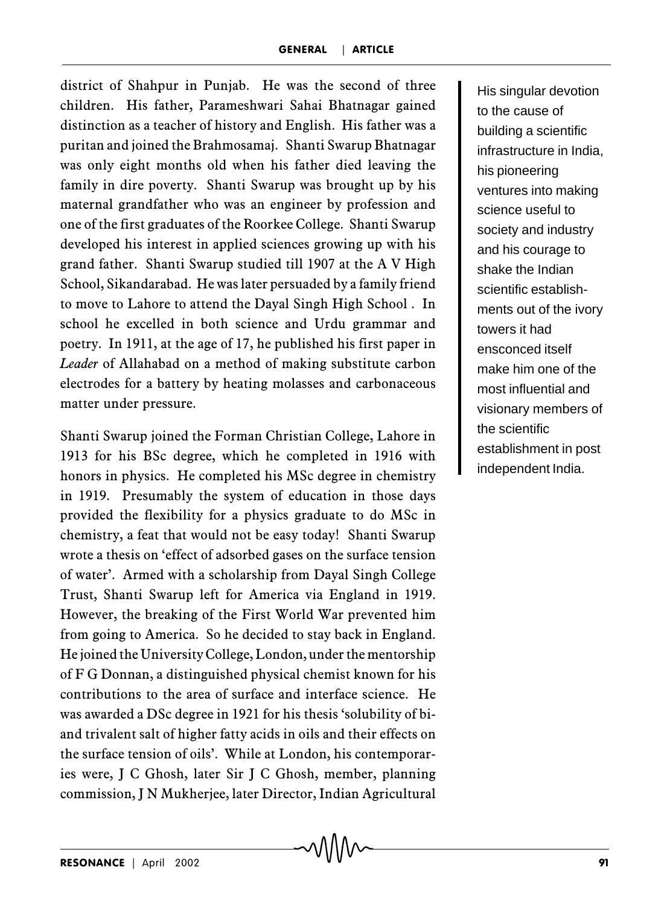district of Shahpur in Punjab. He was the second of three children. His father, Parameshwari Sahai Bhatnagar gained distinction as a teacher of history and English. His father was a puritan and joined the Brahmosamaj. Shanti Swarup Bhatnagar was only eight months old when his father died leaving the family in dire poverty. Shanti Swarup was brought up by his maternal grandfather who was an engineer by profession and one of the first graduates of the Roorkee College. Shanti Swarup developed his interest in applied sciences growing up with his grand father. Shanti Swarup studied till 1907 at the A V High School, Sikandarabad. He was later persuaded by a family friend to move to Lahore to attend the Dayal Singh High School . In school he excelled in both science and Urdu grammar and poetry. In 1911, at the age of 17, he published his first paper in *Leader* of Allahabad on a method of making substitute carbon electrodes for a battery by heating molasses and carbonaceous matter under pressure.

> His singular devotion to the cause of building a scientific infrastructure in India, his pioneering ventures into making science useful to society and industry and his courage to shake the Indian scientific establishments out of the ivory towers it had ensconced itself make him one of the most influential and visionary members of the scientific establishment in post independent India.

Shanti Swarup joined the Forman Christian College, Lahore in 1913 for his BSc degree, which he completed in 1916 with honors in physics. He completed his MSc degree in chemistry in 1919. Presumably the system of education in those days provided the flexibility for a physics graduate to do MSc in chemistry, a feat that would not be easy today! Shanti Swarup wrote a thesis on 'effect of adsorbed gases on the surface tension of water'. Armed with a scholarship from Dayal Singh College Trust, Shanti Swarup left for America via England in 1919. However, the breaking of the First World War prevented him from going to America. So he decided to stay back in England. He joined the University College, London, under the mentorship of F G Donnan, a distinguished physical chemist known for his contributions to the area of surface and interface science. He was awarded a DSc degree in 1921 for his thesis 'solubility of bi- and trivalent salt of higher fatty acids in oils and their effects on the surface tension of oils'. While at London, his contemporaries were, J C Ghosh, later Sir J C Ghosh, member, planning commission, J N Mukherjee, later Director, Indian Agricultural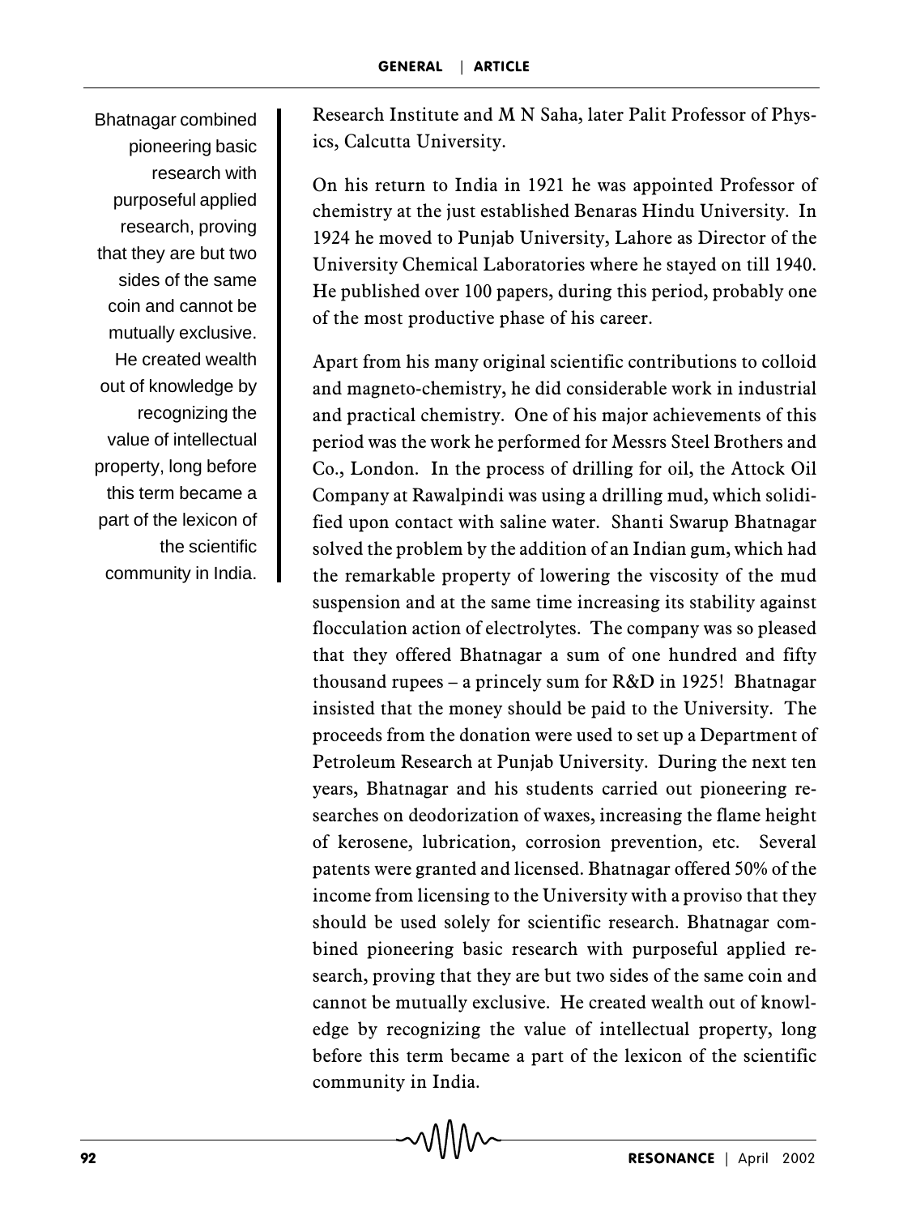Research Institute and M N Saha, later Palit Professor of Physics, Calcutta University.

On his return to India in 1921 he was appointed Professor of chemistry at the just established Benaras Hindu University. In 1924 he moved to Punjab University, Lahore as Director of the University Chemical Laboratories where he stayed on till 1940. He published over 100 papers, during this period, probably one of the most productive phase of his career.

Apart from his many original scientific contributions to colloid and magneto-chemistry, he did considerable work in industrial and practical chemistry. One of his major achievements of this period was the work he performed for Messrs Steel Brothers and Co., London. In the process of drilling for oil, the Attock Oil Company at Rawalpindi was using a drilling mud, which solidified upon contact with saline water. Shanti Swarup Bhatnagar solved the problem by the addition of an Indian gum, which had the remarkable property of lowering the viscosity of the mud suspension and at the same time increasing its stability against flocculation action of electrolytes. The company was so pleased that they offered Bhatnagar a sum of one hundred and fifty thousand rupees – a princely sum for R&D in 1925! Bhatnagar insisted that the money should be paid to the University. The proceeds from the donation were used to set up a Department of Petroleum Research at Punjab University. During the next ten years, Bhatnagar and his students carried out pioneering researches on deodorization of waxes, increasing the flame height of kerosene, lubrication, corrosion prevention, etc. Several patents were granted and licensed. Bhatnagar offered 50% of the income from licensing to the University with a proviso that they should be used solely for scientific research. Bhatnagar combined pioneering basic research with purposeful applied research, proving that they are but two sides of the same coin and cannot be mutually exclusive. He created wealth out of knowledge by recognizing the value of intellectual property, long before this term became a part of the lexicon of the scientific community in India.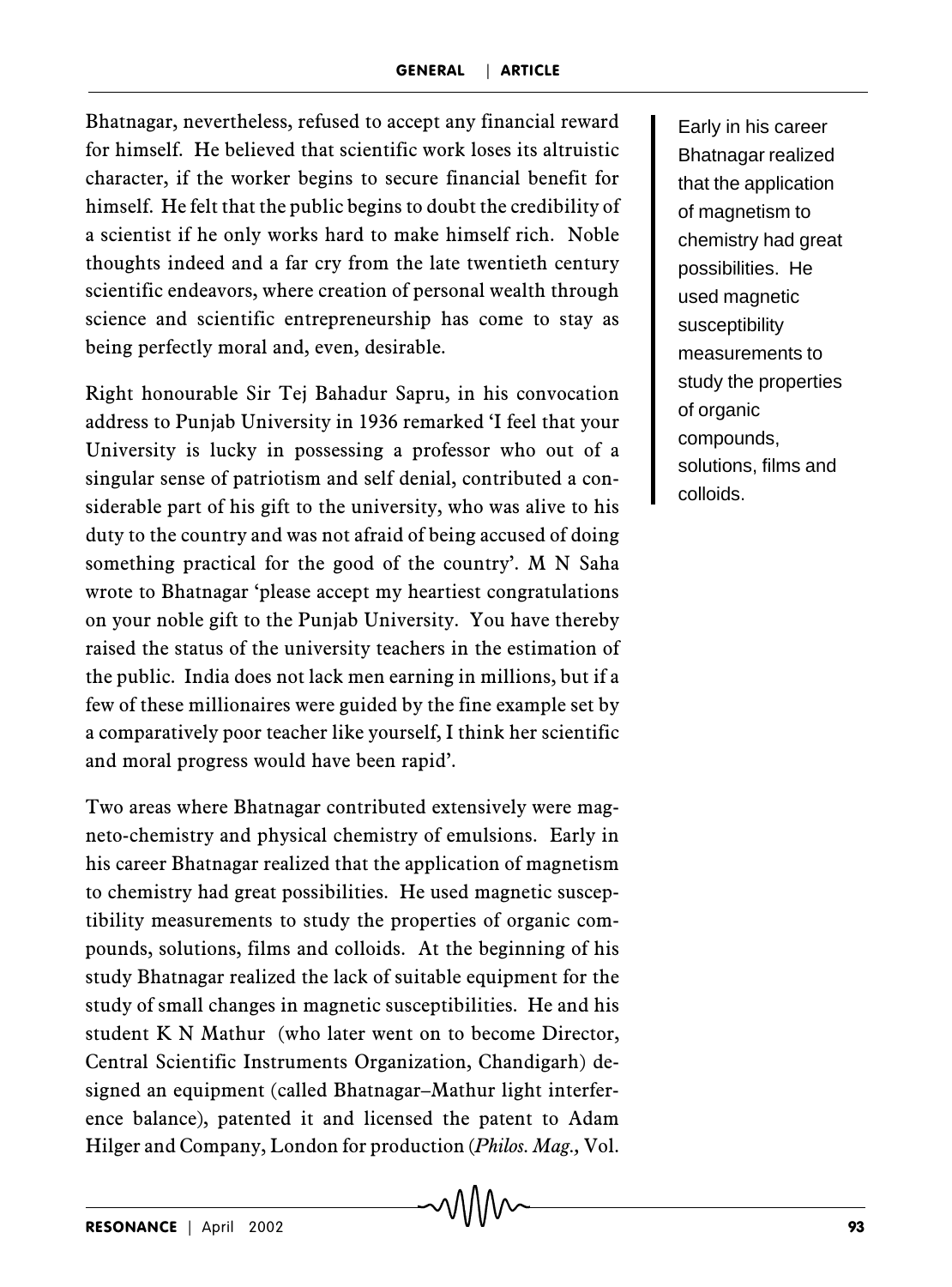Bhatnagar, nevertheless, refused to accept any financial reward for himself. He believed that scientific work loses its altruistic character, if the worker begins to secure financial benefit for himself. He felt that the public begins to doubt the credibility of a scientist if he only works hard to make himself rich. Noble thoughts indeed and a far cry from the late twentieth century scientific endeavors, where creation of personal wealth through science and scientific entrepreneurship has come to stay as being perfectly moral and, even, desirable.

Right honourable Sir Tej Bahadur Sapru, in his convocation address to Punjab University in 1936 remarked 'I feel that your University is lucky in possessing a professor who out of a singular sense of patriotism and self denial, contributed a considerable part of his gift to the university, who was alive to his duty to the country and was not afraid of being accused of doing something practical for the good of the country'. M N Saha wrote to Bhatnagar 'please accept my heartiest congratulations on your noble gift to the Punjab University. You have thereby raised the status of the university teachers in the estimation of the public. India does not lack men earning in millions, but if a few of these millionaires were guided by the fine example set by a comparatively poor teacher like yourself, I think her scientific and moral progress would have been rapid'.

Two areas where Bhatnagar contributed extensively were magneto-chemistry and physical chemistry of emulsions. Early in his career Bhatnagar realized that the application of magnetism to chemistry had great possibilities. He used magnetic susceptibility measurements to study the properties of organic compounds, solutions, films and colloids. At the beginning of his study Bhatnagar realized the lack of suitable equipment for the study of small changes in magnetic susceptibilities. He and his student K N Mathur (who later went on to become Director, Central Scientific Instruments Organization, Chandigarh) designed an equipment (called Bhatnagar–Mathur light interference balance), patented it and licensed the patent to Adam Hilger and Company, London for production (*Philos. Mag.,* Vol.

> Early in his career Bhatnagar realized that the application of magnetism to chemistry had great possibilities. He used magnetic susceptibility measurements to study the properties of organic compounds, solutions, films and colloids.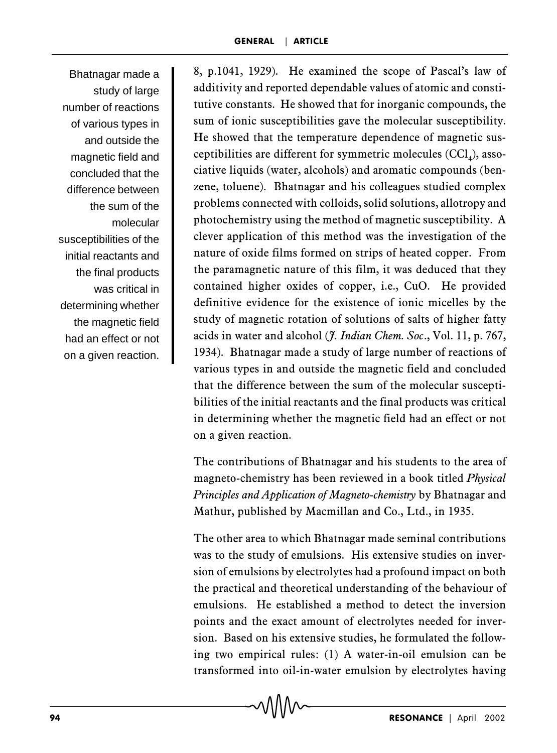8, p.1041, 1929). He examined the scope of Pascal's law of additivity and reported dependable values of atomic and constitutive constants. He showed that for inorganic compounds, the sum of ionic susceptibilities gave the molecular susceptibility. He showed that the temperature dependence of magnetic susceptibilities are different for symmetric molecules ($CCl_4$), associative liquids (water, alcohols) and aromatic compounds (benzene, toluene). Bhatnagar and his colleagues studied complex problems connected with colloids, solid solutions, allotropy and photochemistry using the method of magnetic susceptibility. A clever application of this method was the investigation of the nature of oxide films formed on strips of heated copper. From the paramagnetic nature of this film, it was deduced that they contained higher oxides of copper, i.e., CuO. He provided definitive evidence for the existence of ionic micelles by the study of magnetic rotation of solutions of salts of higher fatty acids in water and alcohol (*J. Indian Chem. Soc.*, Vol. 11, p. 767, 1934). Bhatnagar made a study of large number of reactions of various types in and outside the magnetic field and concluded that the difference between the sum of the molecular susceptibilities of the initial reactants and the final products was critical in determining whether the magnetic field had an effect or not on a given reaction.

> Bhatnagar made a study of large number of reactions of various types in and outside the magnetic field and concluded that the difference between the sum of the molecular susceptibilities of the initial reactants and the final products was critical in determining whether the magnetic field had an effect or not on a given reaction.

The contributions of Bhatnagar and his students to the area of magneto-chemistry has been reviewed in a book titled *Physical Principles and Application of Magneto-chemistry* by Bhatnagar and Mathur, published by Macmillan and Co., Ltd., in 1935.

The other area to which Bhatnagar made seminal contributions was to the study of emulsions. His extensive studies on inversion of emulsions by electrolytes had a profound impact on both the practical and theoretical understanding of the behaviour of emulsions. He established a method to detect the inversion points and the exact amount of electrolytes needed for inversion. Based on his extensive studies, he formulated the following two empirical rules: (1) A water-in-oil emulsion can be transformed into oil-in-water emulsion by electrolytes having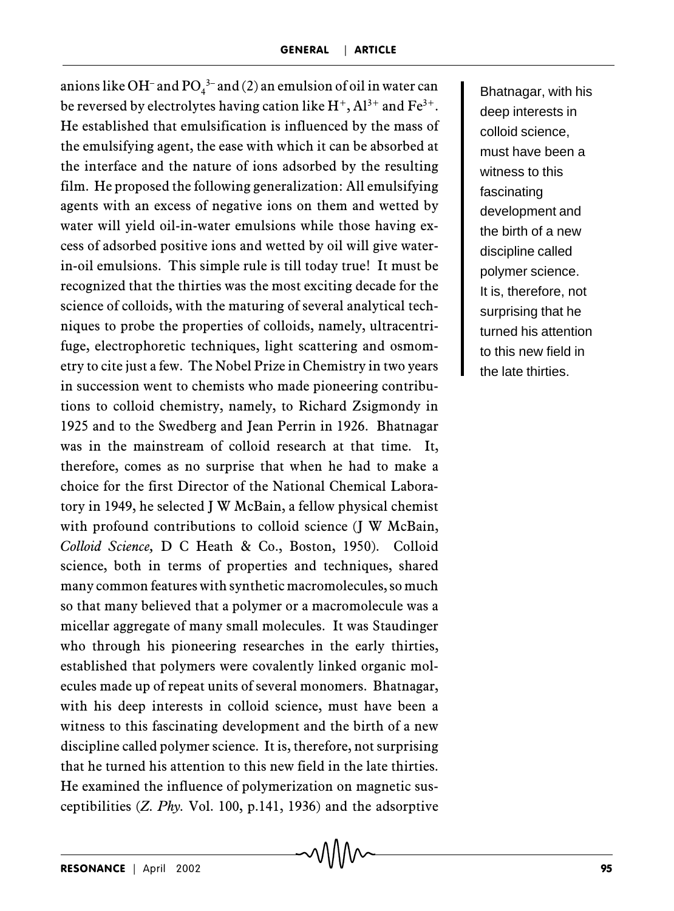anions like $OH^-$ and $PO_4^{3-}$ and (2) an emulsion of oil in water can be reversed by electrolytes having cation like $H^+$, $Al^{3+}$ and $Fe^{3+}$. He established that emulsification is influenced by the mass of the emulsifying agent, the ease with which it can be absorbed at the interface and the nature of ions adsorbed by the resulting film. He proposed the following generalization: All emulsifying agents with an excess of negative ions on them and wetted by water will yield oil-in-water emulsions while those having excess of adsorbed positive ions and wetted by oil will give water-in-oil emulsions. This simple rule is till today true! It must be recognized that the thirties was the most exciting decade for the science of colloids, with the maturing of several analytical techniques to probe the properties of colloids, namely, ultracentrifuge, electrophoretic techniques, light scattering and osmometry to cite just a few. The Nobel Prize in Chemistry in two years in succession went to chemists who made pioneering contributions to colloid chemistry, namely, to Richard Zsigmondy in 1925 and to the Swedberg and Jean Perrin in 1926. Bhatnagar was in the mainstream of colloid research at that time. It, therefore, comes as no surprise that when he had to make a choice for the first Director of the National Chemical Laboratory in 1949, he selected J W McBain, a fellow physical chemist with profound contributions to colloid science (J W McBain, *Colloid Science*, D C Heath & Co., Boston, 1950). Colloid science, both in terms of properties and techniques, shared many common features with synthetic macromolecules, so much so that many believed that a polymer or a macromolecule was a micellar aggregate of many small molecules. It was Staudinger who through his pioneering researches in the early thirties, established that polymers were covalently linked organic molecules made up of repeat units of several monomers. Bhatnagar, with his deep interests in colloid science, must have been a witness to this fascinating development and the birth of a new discipline called polymer science. It is, therefore, not surprising that he turned his attention to this new field in the late thirties. He examined the influence of polymerization on magnetic susceptibilities (*Z. Phy.* Vol. 100, p.141, 1936) and the adsorptive

> Bhatnagar, with his deep interests in colloid science, must have been a witness to this fascinating development and the birth of a new discipline called polymer science. It is, therefore, not surprising that he turned his attention to this new field in the late thirties.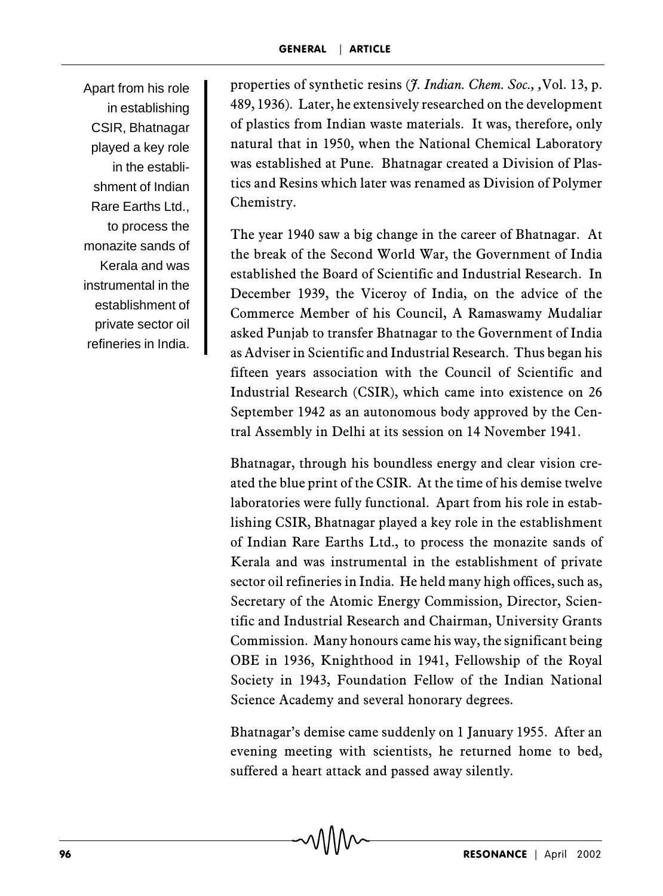properties of synthetic resins (*J. Indian. Chem. Soc.*, ,Vol. 13, p. 489, 1936). Later, he extensively researched on the development of plastics from Indian waste materials. It was, therefore, only natural that in 1950, when the National Chemical Laboratory was established at Pune. Bhatnagar created a Division of Plastics and Resins which later was renamed as Division of Polymer Chemistry.

The year 1940 saw a big change in the career of Bhatnagar. At the break of the Second World War, the Government of India established the Board of Scientific and Industrial Research. In December 1939, the Viceroy of India, on the advice of the Commerce Member of his Council, A Ramaswamy Mudaliar asked Punjab to transfer Bhatnagar to the Government of India as Adviser in Scientific and Industrial Research. Thus began his fifteen years association with the Council of Scientific and Industrial Research (CSIR), which came into existence on 26 September 1942 as an autonomous body approved by the Central Assembly in Delhi at its session on 14 November 1941.

Bhatnagar, through his boundless energy and clear vision created the blue print of the CSIR. At the time of his demise twelve laboratories were fully functional. Apart from his role in establishing CSIR, Bhatnagar played a key role in the establishment of Indian Rare Earths Ltd., to process the monazite sands of Kerala and was instrumental in the establishment of private sector oil refineries in India. He held many high offices, such as, Secretary of the Atomic Energy Commission, Director, Scientific and Industrial Research and Chairman, University Grants Commission. Many honours came his way, the significant being OBE in 1936, Knighthood in 1941, Fellowship of the Royal Society in 1943, Foundation Fellow of the Indian National Science Academy and several honorary degrees.

Bhatnagar's demise came suddenly on 1 January 1955. After an evening meeting with scientists, he returned home to bed, suffered a heart attack and passed away silently.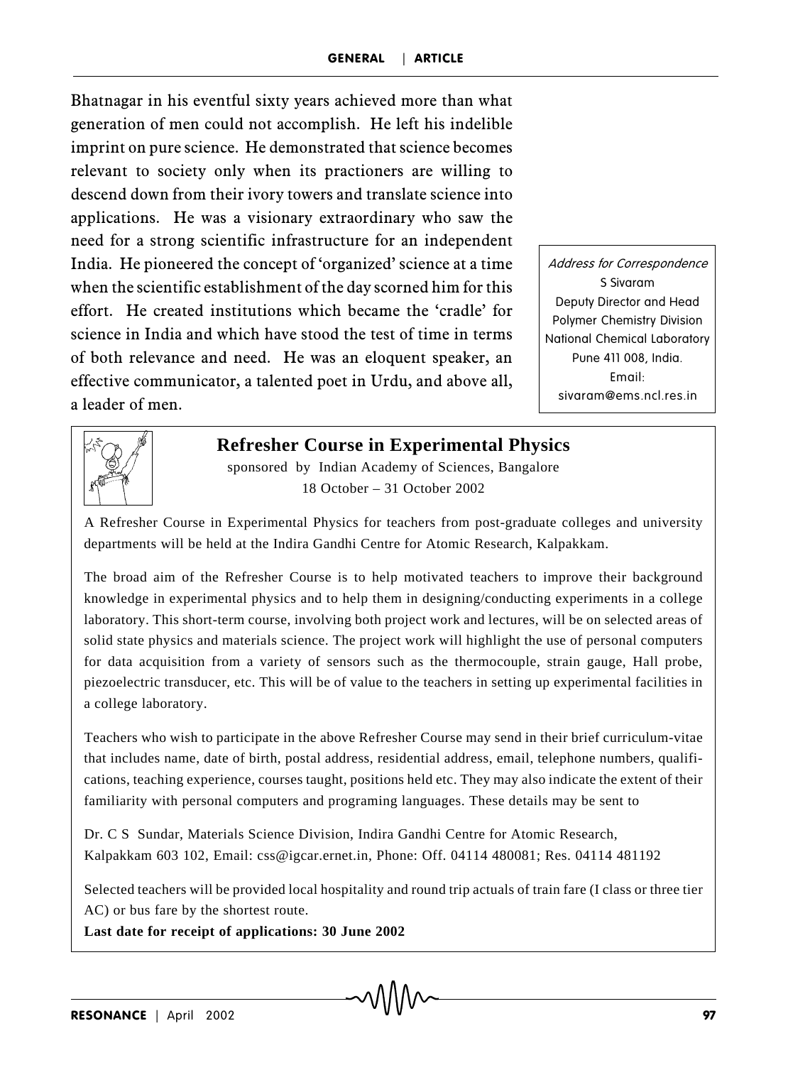Bhatnagar in his eventful sixty years achieved more than what generation of men could not accomplish. He left his indelible imprint on pure science. He demonstrated that science becomes relevant to society only when its practioners are willing to descend down from their ivory towers and translate science into applications. He was a visionary extraordinary who saw the need for a strong scientific infrastructure for an independent India. He pioneered the concept of 'organized' science at a time when the scientific establishment of the day scorned him for this effort. He created institutions which became the 'cradle' for science in India and which have stood the test of time in terms of both relevance and need. He was an eloquent speaker, an effective communicator, a talented poet in Urdu, and above all, a leader of men.

*Address for Correspondence*
S Sivaram
Deputy Director and Head
Polymer Chemistry Division
National Chemical Laboratory
Pune 411 008, India.
Email:
sivaram@ems.ncl.res.in

## Refresher Course in Experimental Physics

sponsored by Indian Academy of Sciences, Bangalore

18 October – 31 October 2002

A Refresher Course in Experimental Physics for teachers from post-graduate colleges and university departments will be held at the Indira Gandhi Centre for Atomic Research, Kalpakkam.

The broad aim of the Refresher Course is to help motivated teachers to improve their background knowledge in experimental physics and to help them in designing/conducting experiments in a college laboratory. This short-term course, involving both project work and lectures, will be on selected areas of solid state physics and materials science. The project work will highlight the use of personal computers for data acquisition from a variety of sensors such as the thermocouple, strain gauge, Hall probe, piezoelectric transducer, etc. This will be of value to the teachers in setting up experimental facilities in a college laboratory.

Teachers who wish to participate in the above Refresher Course may send in their brief curriculum-vitae that includes name, date of birth, postal address, residential address, email, telephone numbers, qualifications, teaching experience, courses taught, positions held etc. They may also indicate the extent of their familiarity with personal computers and programing languages. These details may be sent to

Dr. C S Sundar, Materials Science Division, Indira Gandhi Centre for Atomic Research, Kalpakkam 603 102, Email: css@igcar.ernet.in, Phone: Off. 04114 480081; Res. 04114 481192

Selected teachers will be provided local hospitality and round trip actuals of train fare (I class or three tier AC) or bus fare by the shortest route.

**Last date for receipt of applications: 30 June 2002**